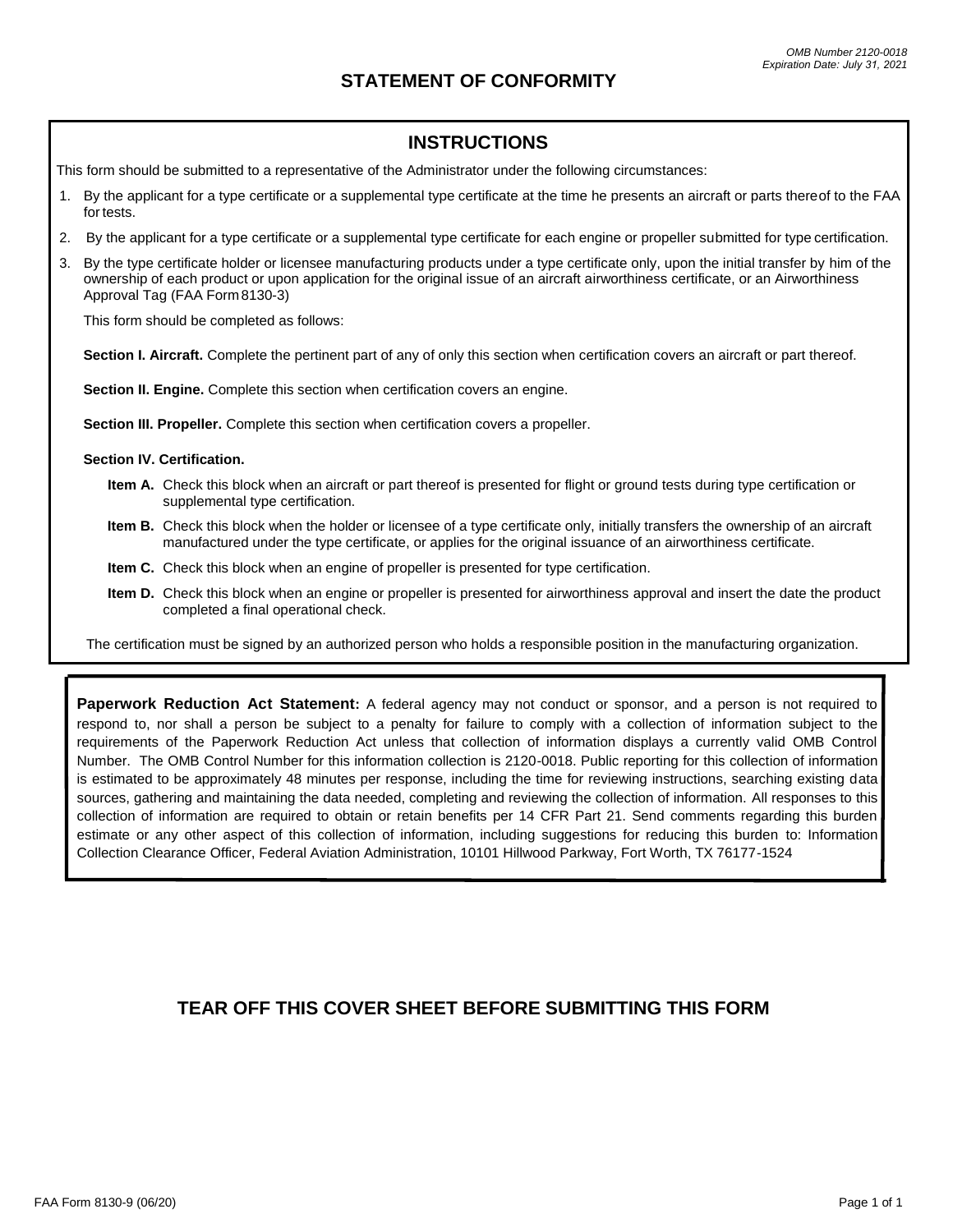OMB Number 2120-0018
Expiration Date: July 31, 2021

# STATEMENT OF CONFORMITY

## INSTRUCTIONS

This form should be submitted to a representative of the Administrator under the following circumstances:

1. By the applicant for a type certificate or a supplemental type certificate at the time he presents an aircraft or parts thereof to the FAA for tests.
2. By the applicant for a type certificate or a supplemental type certificate for each engine or propeller submitted for type certification.
3. By the type certificate holder or licensee manufacturing products under a type certificate only, upon the initial transfer by him of the ownership of each product or upon application for the original issue of an aircraft airworthiness certificate, or an Airworthiness Approval Tag (FAA Form 8130-3)

This form should be completed as follows:

**Section I. Aircraft.** Complete the pertinent part of any of only this section when certification covers an aircraft or part thereof.

**Section II. Engine.** Complete this section when certification covers an engine.

**Section III. Propeller.** Complete this section when certification covers a propeller.

**Section IV. Certification.**

- **Item A.** Check this block when an aircraft or part thereof is presented for flight or ground tests during type certification or supplemental type certification.
- **Item B.** Check this block when the holder or licensee of a type certificate only, initially transfers the ownership of an aircraft manufactured under the type certificate, or applies for the original issuance of an airworthiness certificate.
- **Item C.** Check this block when an engine of propeller is presented for type certification.
- **Item D.** Check this block when an engine or propeller is presented for airworthiness approval and insert the date the product completed a final operational check.

The certification must be signed by an authorized person who holds a responsible position in the manufacturing organization.

**Paperwork Reduction Act Statement:** A federal agency may not conduct or sponsor, and a person is not required to respond to, nor shall a person be subject to a penalty for failure to comply with a collection of information subject to the requirements of the Paperwork Reduction Act unless that collection of information displays a currently valid OMB Control Number. The OMB Control Number for this information collection is 2120-0018. Public reporting for this collection of information is estimated to be approximately 48 minutes per response, including the time for reviewing instructions, searching existing data sources, gathering and maintaining the data needed, completing and reviewing the collection of information. All responses to this collection of information are required to obtain or retain benefits per 14 CFR Part 21. Send comments regarding this burden estimate or any other aspect of this collection of information, including suggestions for reducing this burden to: Information Collection Clearance Officer, Federal Aviation Administration, 10101 Hillwood Parkway, Fort Worth, TX 76177-1524

## TEAR OFF THIS COVER SHEET BEFORE SUBMITTING THIS FORM

FAA Form 8130-9 (06/20)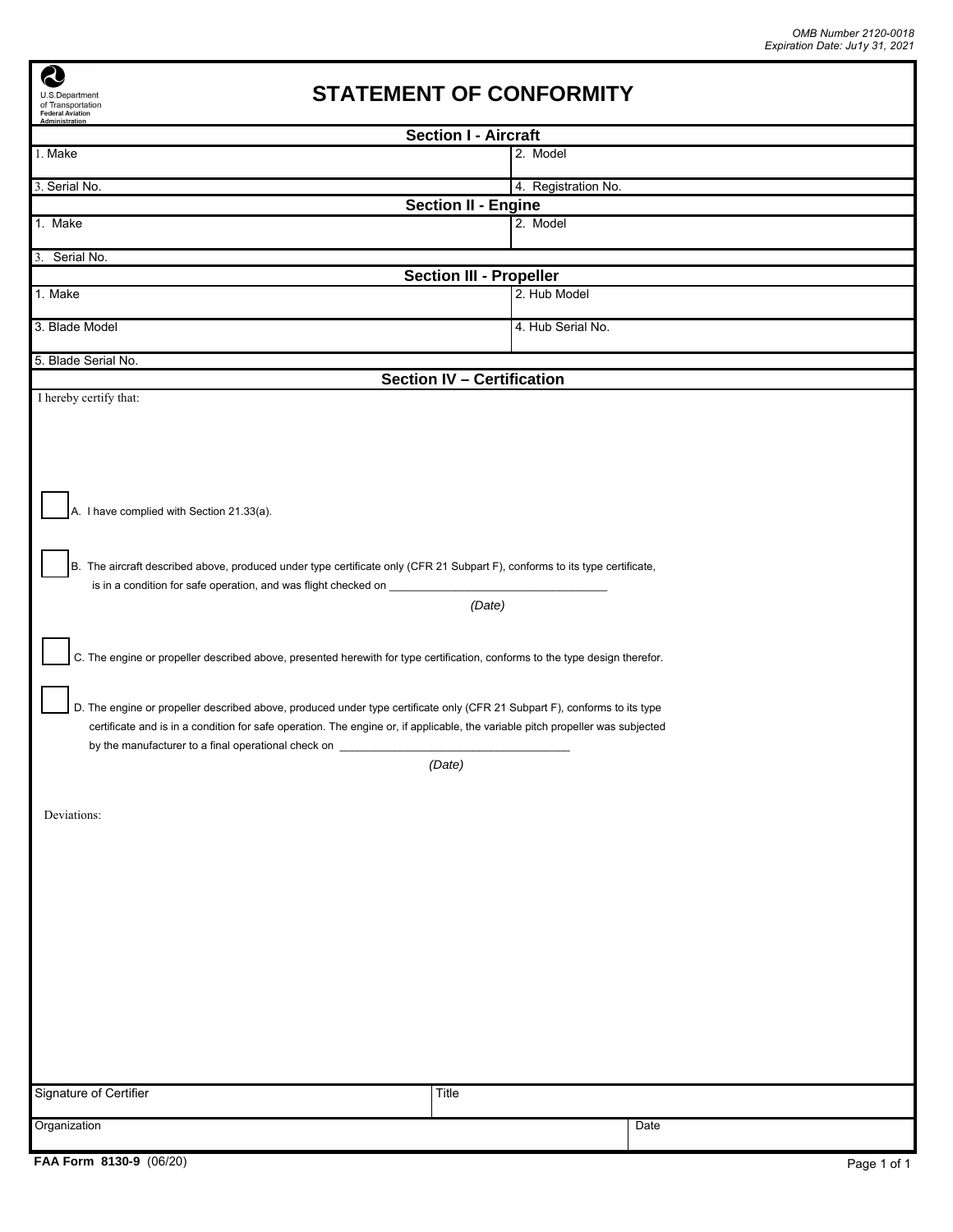OMB Number 2120-0018
Expiration Date: Ju1y 31, 2021

U.S.Department of Transportation
Federal Aviation Administration

# STATEMENT OF CONFORMITY

## Section I - Aircraft

| | |
|---|---|
| 1. Make | 2. Model |
| 3. Serial No. | 4. Registration No. |

## Section II - Engine

| | |
|---|---|
| 1. Make | 2. Model |
| 3. Serial No. | |

## Section III - Propeller

| | |
|---|---|
| 1. Make | 2. Hub Model |
| 3. Blade Model | 4. Hub Serial No. |
| 5. Blade Serial No. | |

## Section IV – Certification

I hereby certify that:

☐ A. I have complied with Section 21.33(a).

☐ B. The aircraft described above, produced under type certificate only (CFR 21 Subpart F), conforms to its type certificate, is in a condition for safe operation, and was flight checked on ___________________________________

*(Date)*

☐ C. The engine or propeller described above, presented herewith for type certification, conforms to the type design therefor.

☐ D. The engine or propeller described above, produced under type certificate only (CFR 21 Subpart F), conforms to its type certificate and is in a condition for safe operation. The engine or, if applicable, the variable pitch propeller was subjected by the manufacturer to a final operational check on ____________________________________

*(Date)*

Deviations:

| | | |
|---|---|---|
| Signature of Certifier | Title | |
| Organization | | Date |

**FAA Form 8130-9** (06/20)